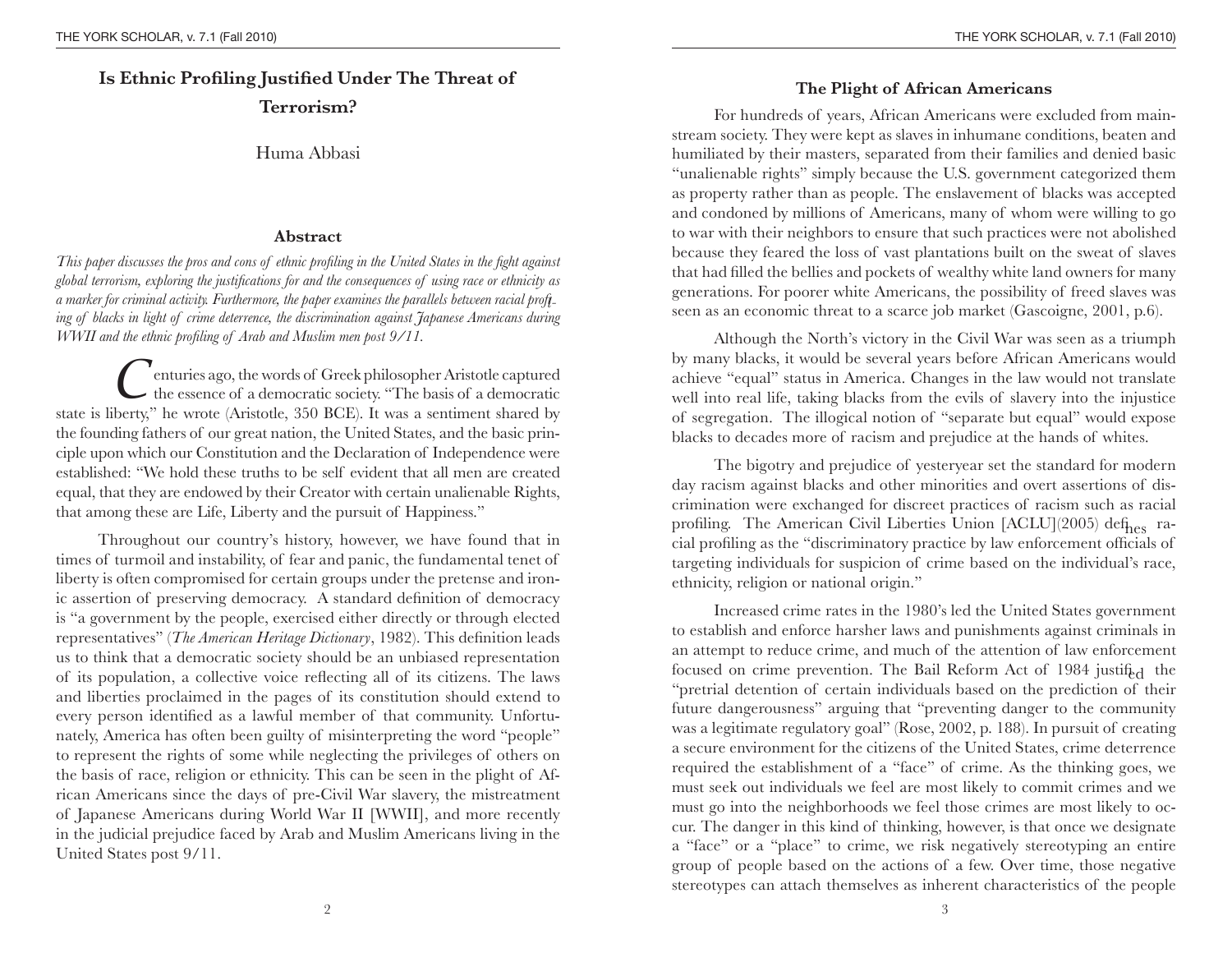# Is Ethnic Profiling Justified Under The Threat of Terrorism?

Huma Abbasi

## Abstract

*This paper discusses the pros and cons of ethnic profiling in the United States in the fight against global terrorism, exploring the justifications for and the consequences of using race or ethnicity as a marker for criminal activity. Furthermore, the paper examines the parallels between racial profiling of blacks in light of crime deterrence, the discrimination against Japanese Americans during WWII and the ethnic profiling of Arab and Muslim men post 9/11.*

Centuries ago, the words of Greek philosopher Aristotle captured the essence of a democratic society. "The basis of a democratic state is liberty," he wrote (Aristotle, 350 BCE). It was a sentiment shared by the founding fathers of our great nation, the United States, and the basic principle upon which our Constitution and the Declaration of Independence were established: "We hold these truths to be self evident that all men are created equal, that they are endowed by their Creator with certain unalienable Rights, that among these are Life, Liberty and the pursuit of Happiness."

Throughout our country's history, however, we have found that in times of turmoil and instability, of fear and panic, the fundamental tenet of liberty is often compromised for certain groups under the pretense and ironic assertion of preserving democracy. A standard definition of democracy is "a government by the people, exercised either directly or through elected representatives" (*The American Heritage Dictionary*, 1982). This definition leads us to think that a democratic society should be an unbiased representation of its population, a collective voice reflecting all of its citizens. The laws and liberties proclaimed in the pages of its constitution should extend to every person identified as a lawful member of that community. Unfortunately, America has often been guilty of misinterpreting the word "people" to represent the rights of some while neglecting the privileges of others on the basis of race, religion or ethnicity. This can be seen in the plight of African Americans since the days of pre-Civil War slavery, the mistreatment of Japanese Americans during World War II [WWII], and more recently in the judicial prejudice faced by Arab and Muslim Americans living in the United States post 9/11.

## The Plight of African Americans

For hundreds of years, African Americans were excluded from mainstream society. They were kept as slaves in inhumane conditions, beaten and humiliated by their masters, separated from their families and denied basic "unalienable rights" simply because the U.S. government categorized them as property rather than as people. The enslavement of blacks was accepted and condoned by millions of Americans, many of whom were willing to go to war with their neighbors to ensure that such practices were not abolished because they feared the loss of vast plantations built on the sweat of slaves that had filled the bellies and pockets of wealthy white land owners for many generations. For poorer white Americans, the possibility of freed slaves was seen as an economic threat to a scarce job market (Gascoigne, 2001, p.6).

Although the North's victory in the Civil War was seen as a triumph by many blacks, it would be several years before African Americans would achieve "equal" status in America. Changes in the law would not translate well into real life, taking blacks from the evils of slavery into the injustice of segregation. The illogical notion of "separate but equal" would expose blacks to decades more of racism and prejudice at the hands of whites.

The bigotry and prejudice of yesteryear set the standard for modern day racism against blacks and other minorities and overt assertions of discrimination were exchanged for discreet practices of racism such as racial profiling. The American Civil Liberties Union [ACLU](2005) defines racial profiling as the "discriminatory practice by law enforcement officials of targeting individuals for suspicion of crime based on the individual's race, ethnicity, religion or national origin."

Increased crime rates in the 1980's led the United States government to establish and enforce harsher laws and punishments against criminals in an attempt to reduce crime, and much of the attention of law enforcement focused on crime prevention. The Bail Reform Act of 1984 justified the "pretrial detention of certain individuals based on the prediction of their future dangerousness" arguing that "preventing danger to the community was a legitimate regulatory goal" (Rose, 2002, p. 188). In pursuit of creating a secure environment for the citizens of the United States, crime deterrence required the establishment of a "face" of crime. As the thinking goes, we must seek out individuals we feel are most likely to commit crimes and we must go into the neighborhoods we feel those crimes are most likely to occur. The danger in this kind of thinking, however, is that once we designate a "face" or a "place" to crime, we risk negatively stereotyping an entire group of people based on the actions of a few. Over time, those negative stereotypes can attach themselves as inherent characteristics of the people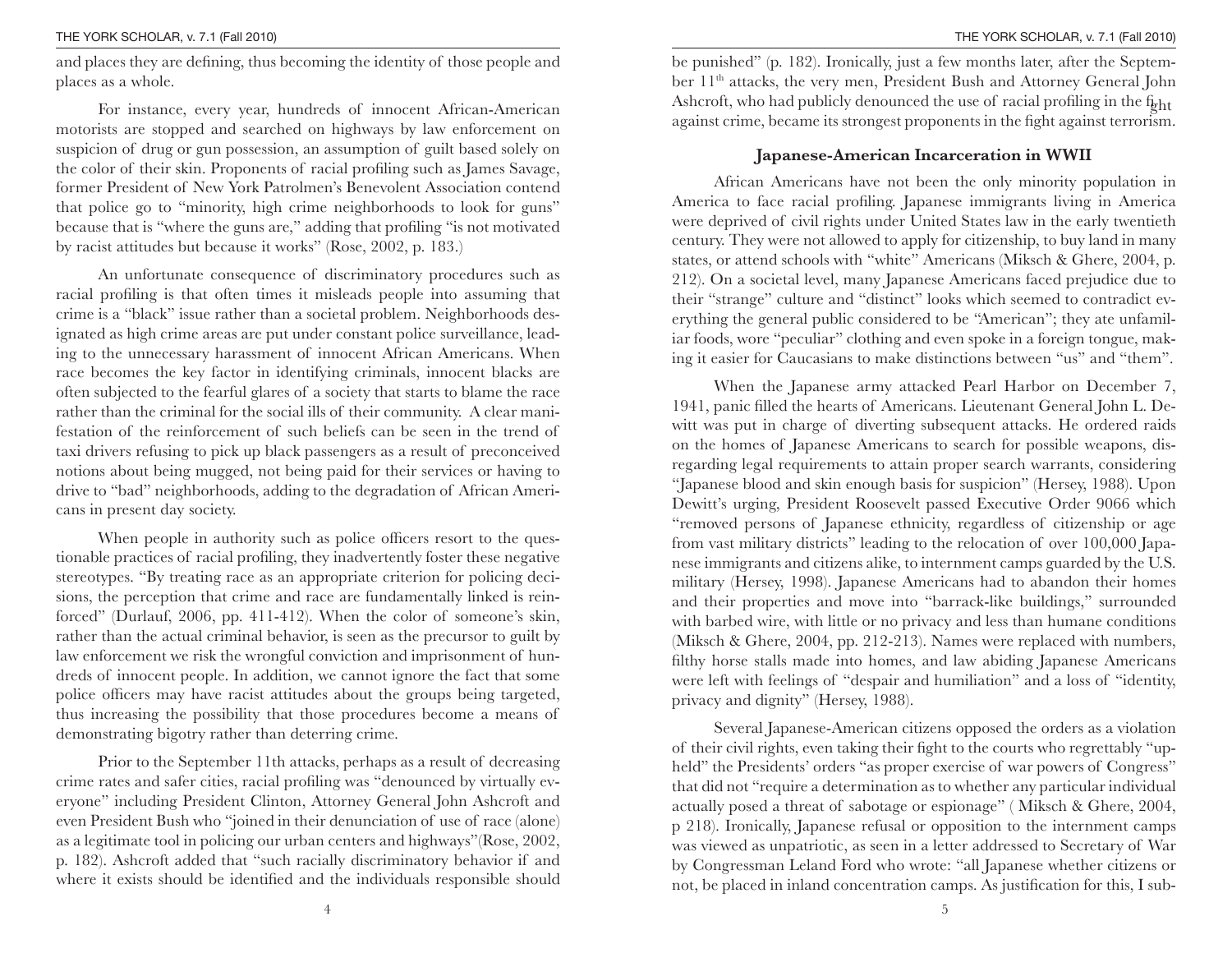and places they are defining, thus becoming the identity of those people and places as a whole.

For instance, every year, hundreds of innocent African-American motorists are stopped and searched on highways by law enforcement on suspicion of drug or gun possession, an assumption of guilt based solely on the color of their skin. Proponents of racial profiling such as James Savage, former President of New York Patrolmen's Benevolent Association contend that police go to "minority, high crime neighborhoods to look for guns" because that is "where the guns are," adding that profiling "is not motivated by racist attitudes but because it works" (Rose, 2002, p. 183.)

An unfortunate consequence of discriminatory procedures such as racial profiling is that often times it misleads people into assuming that crime is a "black" issue rather than a societal problem. Neighborhoods designated as high crime areas are put under constant police surveillance, leading to the unnecessary harassment of innocent African Americans. When race becomes the key factor in identifying criminals, innocent blacks are often subjected to the fearful glares of a society that starts to blame the race rather than the criminal for the social ills of their community. A clear manifestation of the reinforcement of such beliefs can be seen in the trend of taxi drivers refusing to pick up black passengers as a result of preconceived notions about being mugged, not being paid for their services or having to drive to "bad" neighborhoods, adding to the degradation of African Americans in present day society.

When people in authority such as police officers resort to the questionable practices of racial profiling, they inadvertently foster these negative stereotypes. "By treating race as an appropriate criterion for policing decisions, the perception that crime and race are fundamentally linked is reinforced" (Durlauf, 2006, pp. 411-412). When the color of someone's skin, rather than the actual criminal behavior, is seen as the precursor to guilt by law enforcement we risk the wrongful conviction and imprisonment of hundreds of innocent people. In addition, we cannot ignore the fact that some police officers may have racist attitudes about the groups being targeted, thus increasing the possibility that those procedures become a means of demonstrating bigotry rather than deterring crime.

Prior to the September 11th attacks, perhaps as a result of decreasing crime rates and safer cities, racial profiling was "denounced by virtually everyone" including President Clinton, Attorney General John Ashcroft and even President Bush who "joined in their denunciation of use of race (alone) as a legitimate tool in policing our urban centers and highways"(Rose, 2002, p. 182). Ashcroft added that "such racially discriminatory behavior if and where it exists should be identified and the individuals responsible should be punished" (p. 182). Ironically, just a few months later, after the September 11th attacks, the very men, President Bush and Attorney General John Ashcroft, who had publicly denounced the use of racial profiling in the fight against crime, became its strongest proponents in the fight against terrorism.

### Japanese-American Incarceration in WWII

African Americans have not been the only minority population in America to face racial profiling. Japanese immigrants living in America were deprived of civil rights under United States law in the early twentieth century. They were not allowed to apply for citizenship, to buy land in many states, or attend schools with "white" Americans (Miksch & Ghere, 2004, p. 212). On a societal level, many Japanese Americans faced prejudice due to their "strange" culture and "distinct" looks which seemed to contradict everything the general public considered to be "American"; they ate unfamiliar foods, wore "peculiar" clothing and even spoke in a foreign tongue, making it easier for Caucasians to make distinctions between "us" and "them".

When the Japanese army attacked Pearl Harbor on December 7, 1941, panic filled the hearts of Americans. Lieutenant General John L. Dewitt was put in charge of diverting subsequent attacks. He ordered raids on the homes of Japanese Americans to search for possible weapons, disregarding legal requirements to attain proper search warrants, considering "Japanese blood and skin enough basis for suspicion" (Hersey, 1988). Upon Dewitt's urging, President Roosevelt passed Executive Order 9066 which "removed persons of Japanese ethnicity, regardless of citizenship or age from vast military districts" leading to the relocation of over 100,000 Japanese immigrants and citizens alike, to internment camps guarded by the U.S. military (Hersey, 1998). Japanese Americans had to abandon their homes and their properties and move into "barrack-like buildings," surrounded with barbed wire, with little or no privacy and less than humane conditions (Miksch & Ghere, 2004, pp. 212-213). Names were replaced with numbers, filthy horse stalls made into homes, and law abiding Japanese Americans were left with feelings of "despair and humiliation" and a loss of "identity, privacy and dignity" (Hersey, 1988).

Several Japanese-American citizens opposed the orders as a violation of their civil rights, even taking their fight to the courts who regrettably "upheld" the Presidents' orders "as proper exercise of war powers of Congress" that did not "require a determination as to whether any particular individual actually posed a threat of sabotage or espionage" ( Miksch & Ghere, 2004, p 218). Ironically, Japanese refusal or opposition to the internment camps was viewed as unpatriotic, as seen in a letter addressed to Secretary of War by Congressman Leland Ford who wrote: "all Japanese whether citizens or not, be placed in inland concentration camps. As justification for this, I sub-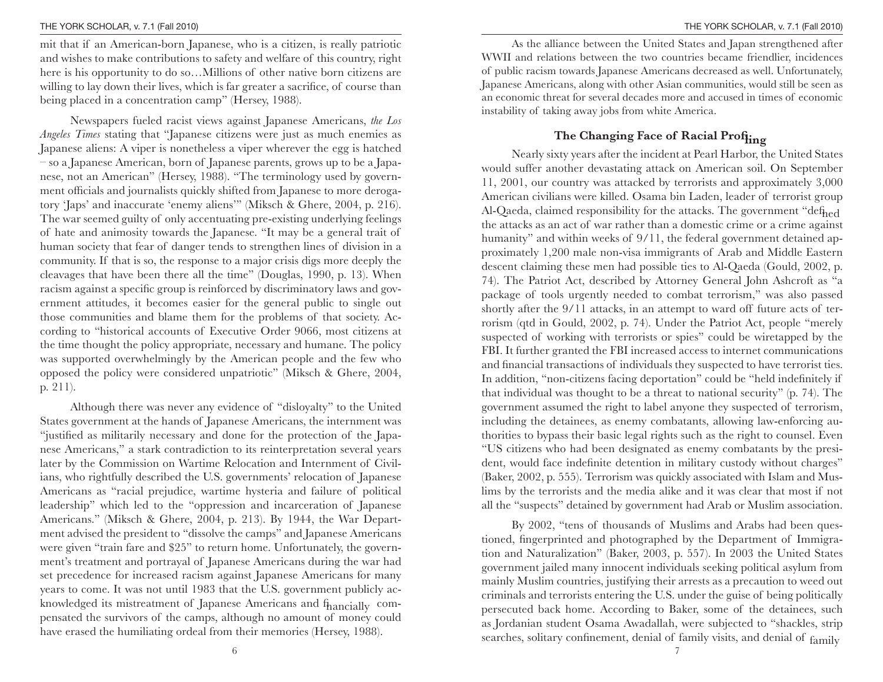mit that if an American-born Japanese, who is a citizen, is really patriotic and wishes to make contributions to safety and welfare of this country, right here is his opportunity to do so…Millions of other native born citizens are willing to lay down their lives, which is far greater a sacrifice, of course than being placed in a concentration camp" (Hersey, 1988).

Newspapers fueled racist views against Japanese Americans, *the Los Angeles Times* stating that "Japanese citizens were just as much enemies as Japanese aliens: A viper is nonetheless a viper wherever the egg is hatched – so a Japanese American, born of Japanese parents, grows up to be a Japanese, not an American" (Hersey, 1988). "The terminology used by government officials and journalists quickly shifted from Japanese to more derogatory 'Japs' and inaccurate 'enemy aliens'" (Miksch & Ghere, 2004, p. 216). The war seemed guilty of only accentuating pre-existing underlying feelings of hate and animosity towards the Japanese. "It may be a general trait of human society that fear of danger tends to strengthen lines of division in a community. If that is so, the response to a major crisis digs more deeply the cleavages that have been there all the time" (Douglas, 1990, p. 13). When racism against a specific group is reinforced by discriminatory laws and government attitudes, it becomes easier for the general public to single out those communities and blame them for the problems of that society. According to "historical accounts of Executive Order 9066, most citizens at the time thought the policy appropriate, necessary and humane. The policy was supported overwhelmingly by the American people and the few who opposed the policy were considered unpatriotic" (Miksch & Ghere, 2004, p. 211).

Although there was never any evidence of "disloyalty" to the United States government at the hands of Japanese Americans, the internment was "justified as militarily necessary and done for the protection of the Japanese Americans," a stark contradiction to its reinterpretation several years later by the Commission on Wartime Relocation and Internment of Civilians, who rightfully described the U.S. governments' relocation of Japanese Americans as "racial prejudice, wartime hysteria and failure of political leadership" which led to the "oppression and incarceration of Japanese Americans." (Miksch & Ghere, 2004, p. 213). By 1944, the War Department advised the president to "dissolve the camps" and Japanese Americans were given "train fare and $25" to return home. Unfortunately, the government's treatment and portrayal of Japanese Americans during the war had set precedence for increased racism against Japanese Americans for many years to come. It was not until 1983 that the U.S. government publicly acknowledged its mistreatment of Japanese Americans and financially compensated the survivors of the camps, although no amount of money could have erased the humiliating ordeal from their memories (Hersey, 1988).

As the alliance between the United States and Japan strengthened after WWII and relations between the two countries became friendlier, incidences of public racism towards Japanese Americans decreased as well. Unfortunately, Japanese Americans, along with other Asian communities, would still be seen as an economic threat for several decades more and accused in times of economic instability of taking away jobs from white America.

## The Changing Face of Racial Profiling

Nearly sixty years after the incident at Pearl Harbor, the United States would suffer another devastating attack on American soil. On September 11, 2001, our country was attacked by terrorists and approximately 3,000 American civilians were killed. Osama bin Laden, leader of terrorist group Al-Qaeda, claimed responsibility for the attacks. The government "defined the attacks as an act of war rather than a domestic crime or a crime against humanity" and within weeks of 9/11, the federal government detained approximately 1,200 male non-visa immigrants of Arab and Middle Eastern descent claiming these men had possible ties to Al-Qaeda (Gould, 2002, p. 74). The Patriot Act, described by Attorney General John Ashcroft as "a package of tools urgently needed to combat terrorism," was also passed shortly after the 9/11 attacks, in an attempt to ward off future acts of terrorism (qtd in Gould, 2002, p. 74). Under the Patriot Act, people "merely suspected of working with terrorists or spies" could be wiretapped by the FBI. It further granted the FBI increased access to internet communications and financial transactions of individuals they suspected to have terrorist ties. In addition, "non-citizens facing deportation" could be "held indefinitely if that individual was thought to be a threat to national security" (p. 74). The government assumed the right to label anyone they suspected of terrorism, including the detainees, as enemy combatants, allowing law-enforcing authorities to bypass their basic legal rights such as the right to counsel. Even "US citizens who had been designated as enemy combatants by the president, would face indefinite detention in military custody without charges" (Baker, 2002, p. 555). Terrorism was quickly associated with Islam and Muslims by the terrorists and the media alike and it was clear that most if not all the "suspects" detained by government had Arab or Muslim association.

By 2002, "tens of thousands of Muslims and Arabs had been questioned, fingerprinted and photographed by the Department of Immigration and Naturalization" (Baker, 2003, p. 557). In 2003 the United States government jailed many innocent individuals seeking political asylum from mainly Muslim countries, justifying their arrests as a precaution to weed out criminals and terrorists entering the U.S. under the guise of being politically persecuted back home. According to Baker, some of the detainees, such as Jordanian student Osama Awadallah, were subjected to "shackles, strip searches, solitary confinement, denial of family visits, and denial of family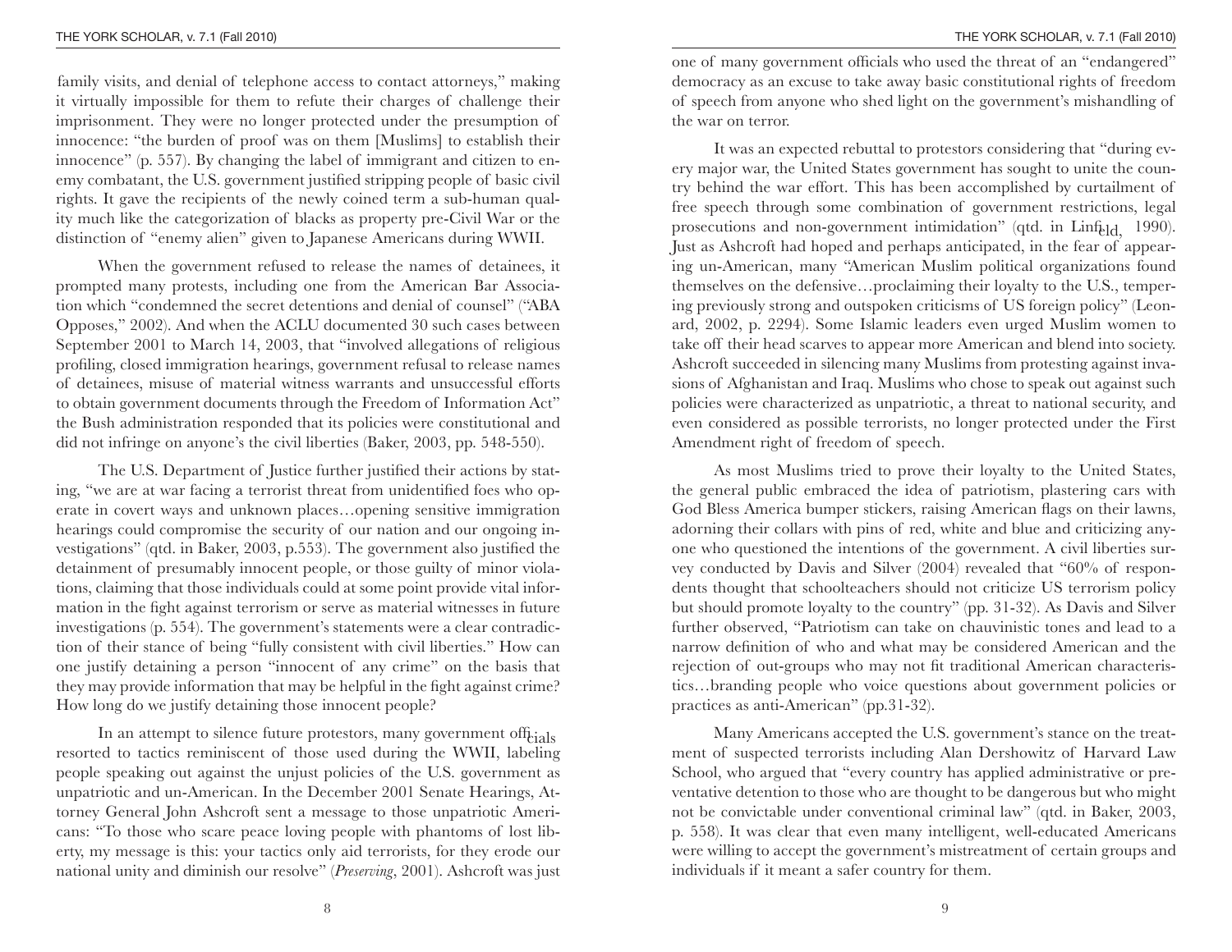family visits, and denial of telephone access to contact attorneys," making it virtually impossible for them to refute their charges of challenge their imprisonment. They were no longer protected under the presumption of innocence: "the burden of proof was on them [Muslims] to establish their innocence" (p. 557). By changing the label of immigrant and citizen to enemy combatant, the U.S. government justified stripping people of basic civil rights. It gave the recipients of the newly coined term a sub-human quality much like the categorization of blacks as property pre-Civil War or the distinction of "enemy alien" given to Japanese Americans during WWII.

When the government refused to release the names of detainees, it prompted many protests, including one from the American Bar Association which "condemned the secret detentions and denial of counsel" ("ABA Opposes," 2002). And when the ACLU documented 30 such cases between September 2001 to March 14, 2003, that "involved allegations of religious profiling, closed immigration hearings, government refusal to release names of detainees, misuse of material witness warrants and unsuccessful efforts to obtain government documents through the Freedom of Information Act" the Bush administration responded that its policies were constitutional and did not infringe on anyone's the civil liberties (Baker, 2003, pp. 548-550).

The U.S. Department of Justice further justified their actions by stating, "we are at war facing a terrorist threat from unidentified foes who operate in covert ways and unknown places…opening sensitive immigration hearings could compromise the security of our nation and our ongoing investigations" (qtd. in Baker, 2003, p.553). The government also justified the detainment of presumably innocent people, or those guilty of minor violations, claiming that those individuals could at some point provide vital information in the fight against terrorism or serve as material witnesses in future investigations (p. 554). The government's statements were a clear contradiction of their stance of being "fully consistent with civil liberties." How can one justify detaining a person "innocent of any crime" on the basis that they may provide information that may be helpful in the fight against crime? How long do we justify detaining those innocent people?

In an attempt to silence future protestors, many government officials resorted to tactics reminiscent of those used during the WWII, labeling people speaking out against the unjust policies of the U.S. government as unpatriotic and un-American. In the December 2001 Senate Hearings, Attorney General John Ashcroft sent a message to those unpatriotic Americans: "To those who scare peace loving people with phantoms of lost liberty, my message is this: your tactics only aid terrorists, for they erode our national unity and diminish our resolve" (*Preserving*, 2001). Ashcroft was just one of many government officials who used the threat of an "endangered" democracy as an excuse to take away basic constitutional rights of freedom of speech from anyone who shed light on the government's mishandling of the war on terror.

It was an expected rebuttal to protestors considering that "during every major war, the United States government has sought to unite the country behind the war effort. This has been accomplished by curtailment of free speech through some combination of government restrictions, legal prosecutions and non-government intimidation" (qtd. in Linfield, 1990). Just as Ashcroft had hoped and perhaps anticipated, in the fear of appearing un-American, many "American Muslim political organizations found themselves on the defensive…proclaiming their loyalty to the U.S., tempering previously strong and outspoken criticisms of US foreign policy" (Leonard, 2002, p. 2294). Some Islamic leaders even urged Muslim women to take off their head scarves to appear more American and blend into society. Ashcroft succeeded in silencing many Muslims from protesting against invasions of Afghanistan and Iraq. Muslims who chose to speak out against such policies were characterized as unpatriotic, a threat to national security, and even considered as possible terrorists, no longer protected under the First Amendment right of freedom of speech.

As most Muslims tried to prove their loyalty to the United States, the general public embraced the idea of patriotism, plastering cars with God Bless America bumper stickers, raising American flags on their lawns, adorning their collars with pins of red, white and blue and criticizing anyone who questioned the intentions of the government. A civil liberties survey conducted by Davis and Silver (2004) revealed that "60% of respondents thought that schoolteachers should not criticize US terrorism policy but should promote loyalty to the country" (pp. 31-32). As Davis and Silver further observed, "Patriotism can take on chauvinistic tones and lead to a narrow definition of who and what may be considered American and the rejection of out-groups who may not fit traditional American characteristics…branding people who voice questions about government policies or practices as anti-American" (pp.31-32).

Many Americans accepted the U.S. government's stance on the treatment of suspected terrorists including Alan Dershowitz of Harvard Law School, who argued that "every country has applied administrative or preventative detention to those who are thought to be dangerous but who might not be convictable under conventional criminal law" (qtd. in Baker, 2003, p. 558). It was clear that even many intelligent, well-educated Americans were willing to accept the government's mistreatment of certain groups and individuals if it meant a safer country for them.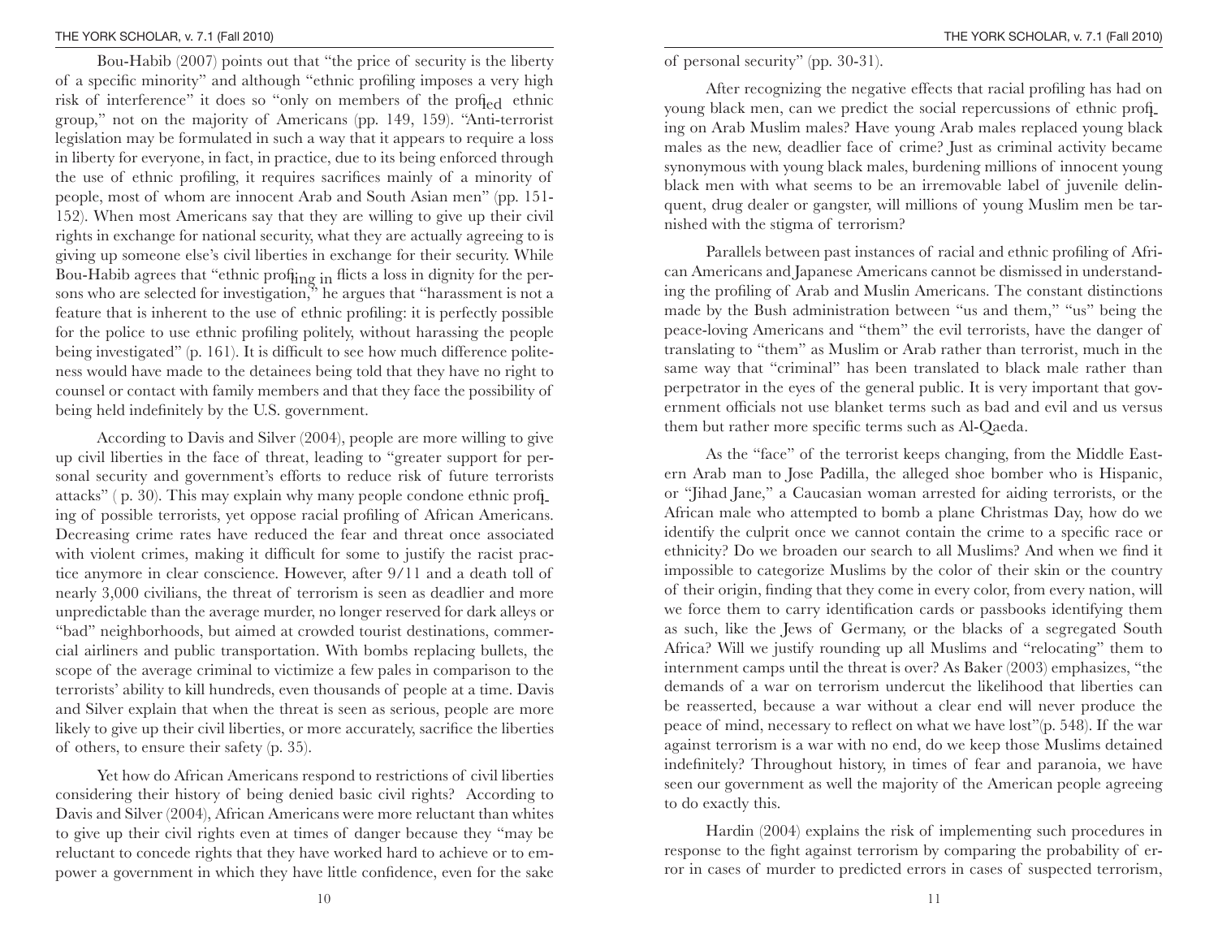Bou-Habib (2007) points out that "the price of security is the liberty of a specific minority" and although "ethnic profiling imposes a very high risk of interference" it does so "only on members of the profiled ethnic group," not on the majority of Americans (pp. 149, 159). "Anti-terrorist legislation may be formulated in such a way that it appears to require a loss in liberty for everyone, in fact, in practice, due to its being enforced through the use of ethnic profiling, it requires sacrifices mainly of a minority of people, most of whom are innocent Arab and South Asian men" (pp. 151-152). When most Americans say that they are willing to give up their civil rights in exchange for national security, what they are actually agreeing to is giving up someone else's civil liberties in exchange for their security. While Bou-Habib agrees that "ethnic profiling inflicts a loss in dignity for the persons who are selected for investigation," he argues that "harassment is not a feature that is inherent to the use of ethnic profiling: it is perfectly possible for the police to use ethnic profiling politely, without harassing the people being investigated" (p. 161). It is difficult to see how much difference politeness would have made to the detainees being told that they have no right to counsel or contact with family members and that they face the possibility of being held indefinitely by the U.S. government.

According to Davis and Silver (2004), people are more willing to give up civil liberties in the face of threat, leading to "greater support for personal security and government's efforts to reduce risk of future terrorists attacks" ( p. 30). This may explain why many people condone ethnic profiling of possible terrorists, yet oppose racial profiling of African Americans. Decreasing crime rates have reduced the fear and threat once associated with violent crimes, making it difficult for some to justify the racist practice anymore in clear conscience. However, after 9/11 and a death toll of nearly 3,000 civilians, the threat of terrorism is seen as deadlier and more unpredictable than the average murder, no longer reserved for dark alleys or "bad" neighborhoods, but aimed at crowded tourist destinations, commercial airliners and public transportation. With bombs replacing bullets, the scope of the average criminal to victimize a few pales in comparison to the terrorists' ability to kill hundreds, even thousands of people at a time. Davis and Silver explain that when the threat is seen as serious, people are more likely to give up their civil liberties, or more accurately, sacrifice the liberties of others, to ensure their safety (p. 35).

Yet how do African Americans respond to restrictions of civil liberties considering their history of being denied basic civil rights? According to Davis and Silver (2004), African Americans were more reluctant than whites to give up their civil rights even at times of danger because they "may be reluctant to concede rights that they have worked hard to achieve or to empower a government in which they have little confidence, even for the sake of personal security" (pp. 30-31).

After recognizing the negative effects that racial profiling has had on young black men, can we predict the social repercussions of ethnic profiling on Arab Muslim males? Have young Arab males replaced young black males as the new, deadlier face of crime? Just as criminal activity became synonymous with young black males, burdening millions of innocent young black men with what seems to be an irremovable label of juvenile delinquent, drug dealer or gangster, will millions of young Muslim men be tarnished with the stigma of terrorism?

Parallels between past instances of racial and ethnic profiling of African Americans and Japanese Americans cannot be dismissed in understanding the profiling of Arab and Muslin Americans. The constant distinctions made by the Bush administration between "us and them," "us" being the peace-loving Americans and "them" the evil terrorists, have the danger of translating to "them" as Muslim or Arab rather than terrorist, much in the same way that "criminal" has been translated to black male rather than perpetrator in the eyes of the general public. It is very important that government officials not use blanket terms such as bad and evil and us versus them but rather more specific terms such as Al-Qaeda.

As the "face" of the terrorist keeps changing, from the Middle Eastern Arab man to Jose Padilla, the alleged shoe bomber who is Hispanic, or "Jihad Jane," a Caucasian woman arrested for aiding terrorists, or the African male who attempted to bomb a plane Christmas Day, how do we identify the culprit once we cannot contain the crime to a specific race or ethnicity? Do we broaden our search to all Muslims? And when we find it impossible to categorize Muslims by the color of their skin or the country of their origin, finding that they come in every color, from every nation, will we force them to carry identification cards or passbooks identifying them as such, like the Jews of Germany, or the blacks of a segregated South Africa? Will we justify rounding up all Muslims and "relocating" them to internment camps until the threat is over? As Baker (2003) emphasizes, "the demands of a war on terrorism undercut the likelihood that liberties can be reasserted, because a war without a clear end will never produce the peace of mind, necessary to reflect on what we have lost"(p. 548). If the war against terrorism is a war with no end, do we keep those Muslims detained indefinitely? Throughout history, in times of fear and paranoia, we have seen our government as well the majority of the American people agreeing to do exactly this.

Hardin (2004) explains the risk of implementing such procedures in response to the fight against terrorism by comparing the probability of error in cases of murder to predicted errors in cases of suspected terrorism,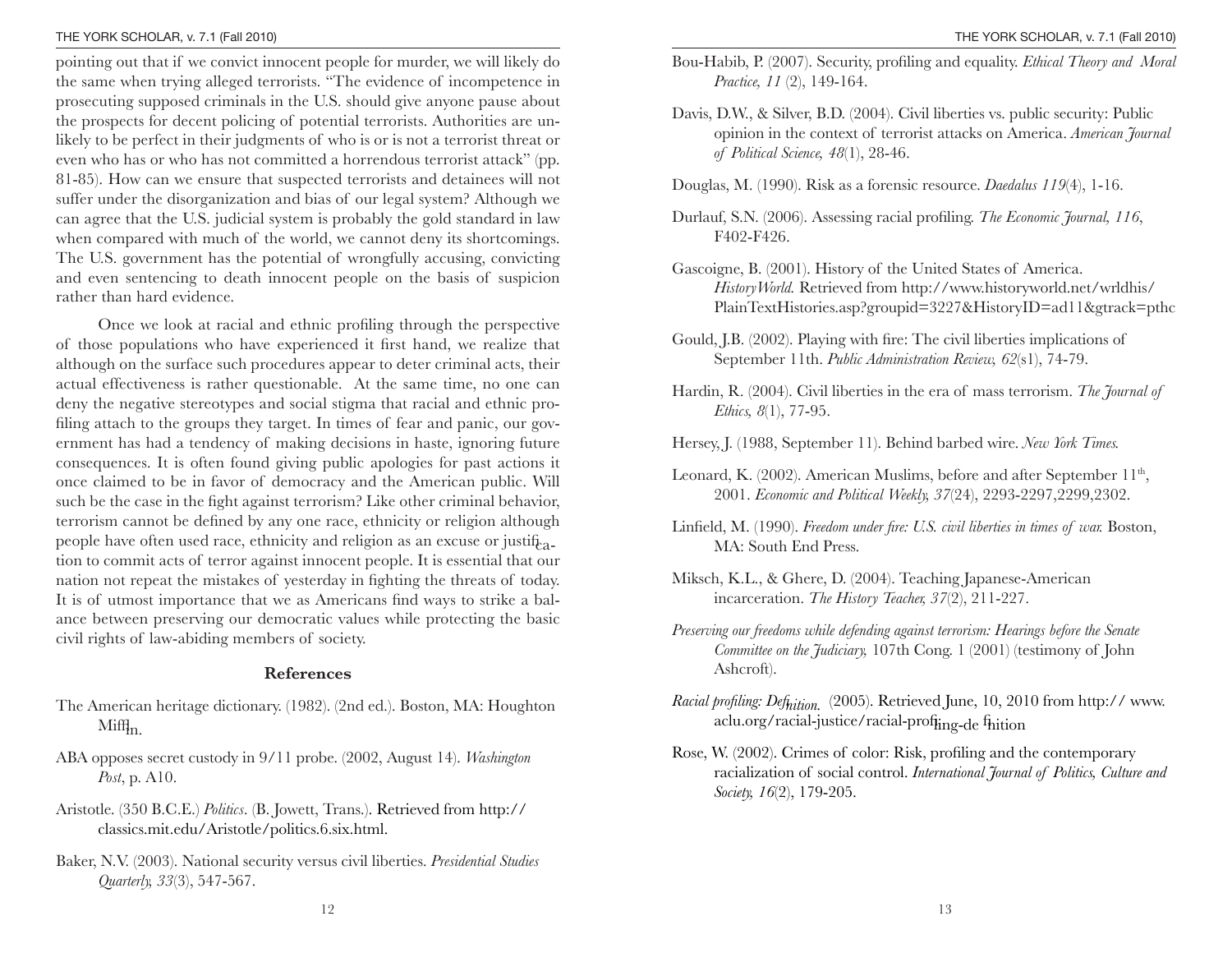pointing out that if we convict innocent people for murder, we will likely do the same when trying alleged terrorists. "The evidence of incompetence in prosecuting supposed criminals in the U.S. should give anyone pause about the prospects for decent policing of potential terrorists. Authorities are unlikely to be perfect in their judgments of who is or is not a terrorist threat or even who has or who has not committed a horrendous terrorist attack" (pp. 81-85). How can we ensure that suspected terrorists and detainees will not suffer under the disorganization and bias of our legal system? Although we can agree that the U.S. judicial system is probably the gold standard in law when compared with much of the world, we cannot deny its shortcomings. The U.S. government has the potential of wrongfully accusing, convicting and even sentencing to death innocent people on the basis of suspicion rather than hard evidence.

Once we look at racial and ethnic profiling through the perspective of those populations who have experienced it first hand, we realize that although on the surface such procedures appear to deter criminal acts, their actual effectiveness is rather questionable. At the same time, no one can deny the negative stereotypes and social stigma that racial and ethnic profiling attach to the groups they target. In times of fear and panic, our government has had a tendency of making decisions in haste, ignoring future consequences. It is often found giving public apologies for past actions it once claimed to be in favor of democracy and the American public. Will such be the case in the fight against terrorism? Like other criminal behavior, terrorism cannot be defined by any one race, ethnicity or religion although people have often used race, ethnicity and religion as an excuse or justification to commit acts of terror against innocent people. It is essential that our nation not repeat the mistakes of yesterday in fighting the threats of today. It is of utmost importance that we as Americans find ways to strike a balance between preserving our democratic values while protecting the basic civil rights of law-abiding members of society.

## References

The American heritage dictionary. (1982). (2nd ed.). Boston, MA: Houghton Mifflin.

ABA opposes secret custody in 9/11 probe. (2002, August 14). *Washington Post*, p. A10.

Aristotle. (350 B.C.E.) *Politics*. (B. Jowett, Trans.). Retrieved from http://classics.mit.edu/Aristotle/politics.6.six.html.

Baker, N.V. (2003). National security versus civil liberties. *Presidential Studies Quarterly, 33*(3), 547-567.

Bou-Habib, P. (2007). Security, profiling and equality. *Ethical Theory and Moral Practice, 11* (2), 149-164.

Davis, D.W., & Silver, B.D. (2004). Civil liberties vs. public security: Public opinion in the context of terrorist attacks on America. *American Journal of Political Science, 48*(1), 28-46.

Douglas, M. (1990). Risk as a forensic resource. *Daedalus 119*(4), 1-16.

Durlauf, S.N. (2006). Assessing racial profiling. *The Economic Journal, 116*, F402-F426.

Gascoigne, B. (2001). History of the United States of America. *HistoryWorld.* Retrieved from http://www.historyworld.net/wrldhis/PlainTextHistories.asp?groupid=3227&HistoryID=ad11&gtrack=pthc

Gould, J.B. (2002). Playing with fire: The civil liberties implications of September 11th. *Public Administration Review, 62*(s1), 74-79.

Hardin, R. (2004). Civil liberties in the era of mass terrorism. *The Journal of Ethics, 8*(1), 77-95.

Hersey, J. (1988, September 11). Behind barbed wire. *New York Times.*

Leonard, K. (2002). American Muslims, before and after September 11th, 2001. *Economic and Political Weekly, 37*(24), 2293-2297,2299,2302.

Linfield, M. (1990). *Freedom under fire: U.S. civil liberties in times of war.* Boston, MA: South End Press.

Miksch, K.L., & Ghere, D. (2004). Teaching Japanese-American incarceration. *The History Teacher, 37*(2), 211-227.

*Preserving our freedoms while defending against terrorism: Hearings before the Senate Committee on the Judiciary,* 107th Cong. 1 (2001) (testimony of John Ashcroft).

*Racial profiling: Definition.* (2005). Retrieved June, 10, 2010 from http:// www.aclu.org/racial-justice/racial-profiling-definition

Rose, W. (2002). Crimes of color: Risk, profiling and the contemporary racialization of social control. *International Journal of Politics, Culture and Society, 16*(2), 179-205.